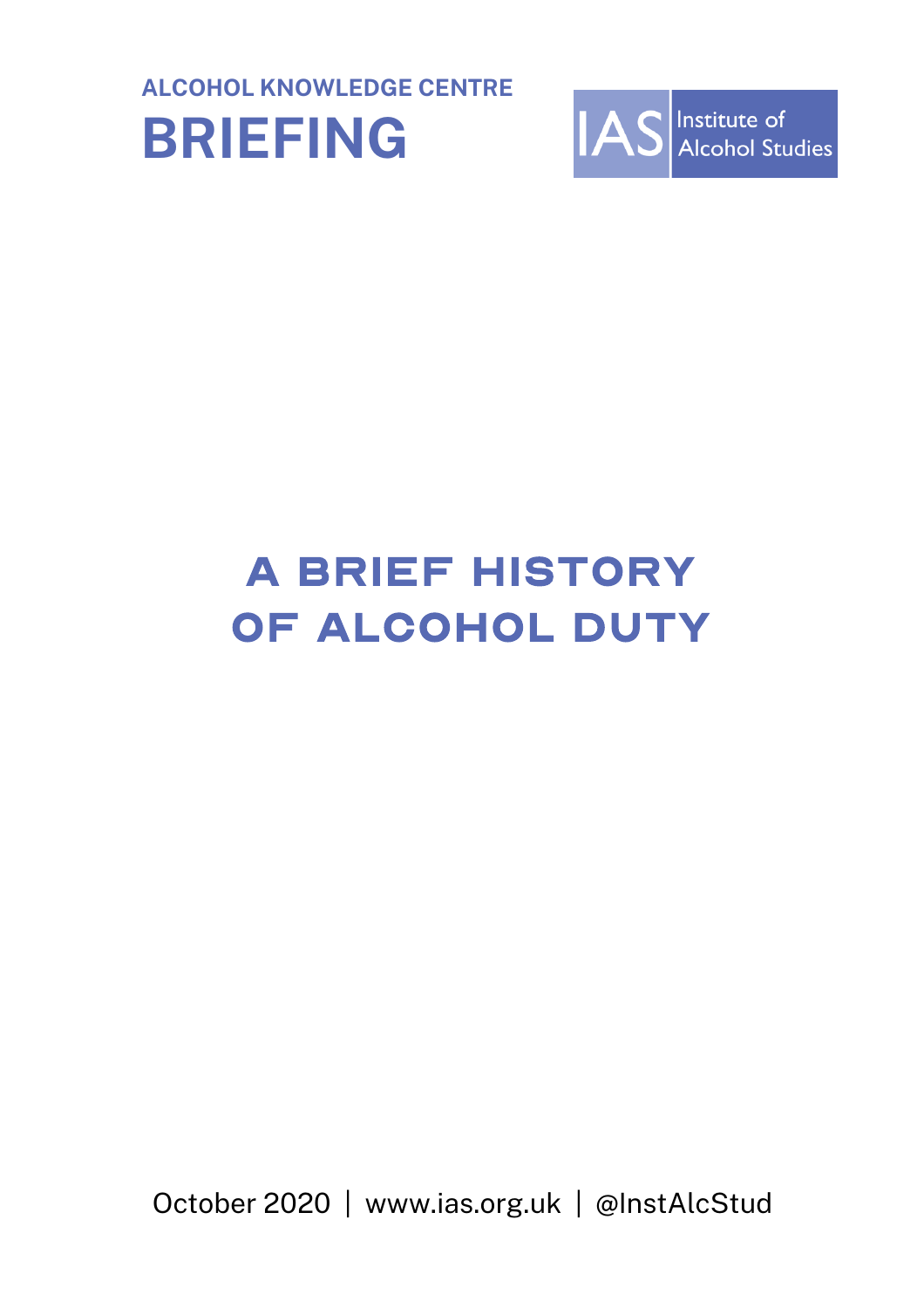ALCOHOL KNOWLEDGE CENTRE

**BRIEFING**

IAS Institute of Alcohol Studies

# A BRIEF HISTORY OF ALCOHOL DUTY

October 2020 | www.ias.org.uk | @InstAlcStud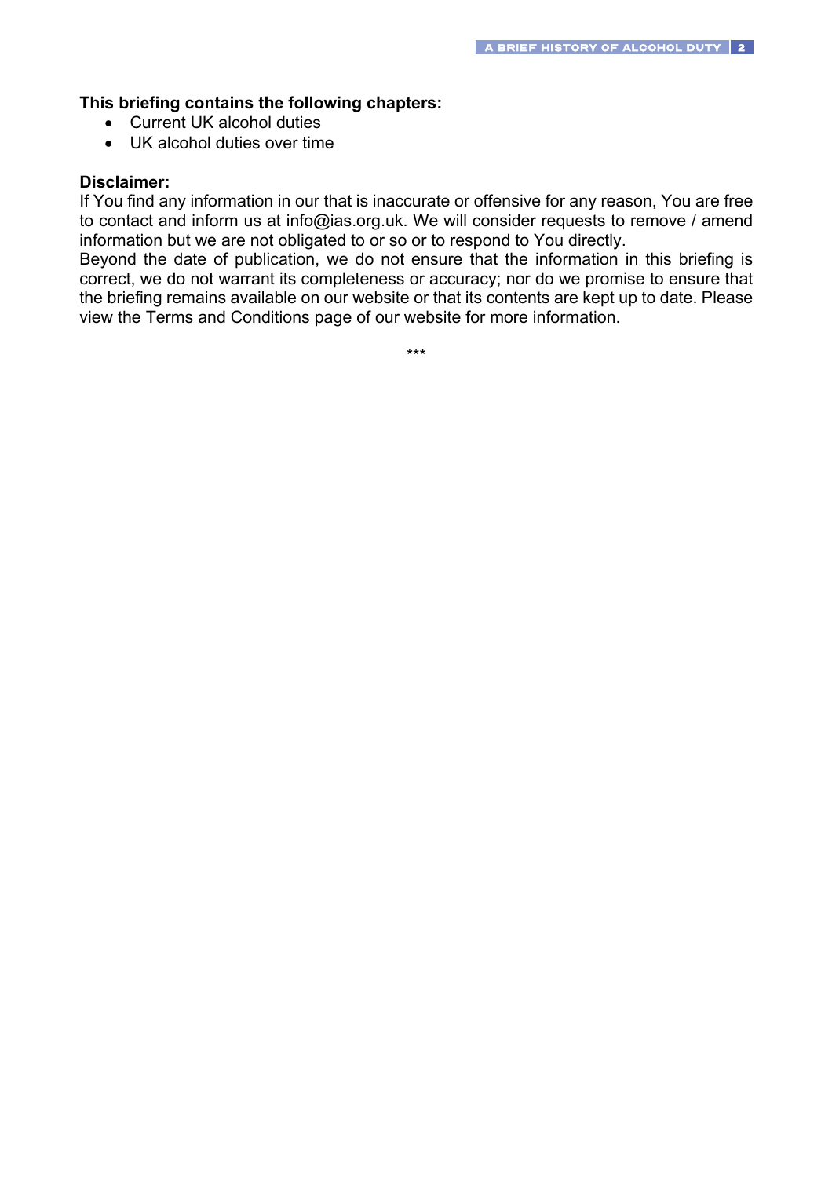**This briefing contains the following chapters:**

- Current UK alcohol duties
- UK alcohol duties over time

**Disclaimer:**

If You find any information in our that is inaccurate or offensive for any reason, You are free to contact and inform us at info@ias.org.uk. We will consider requests to remove / amend information but we are not obligated to or so or to respond to You directly.

Beyond the date of publication, we do not ensure that the information in this briefing is correct, we do not warrant its completeness or accuracy; nor do we promise to ensure that the briefing remains available on our website or that its contents are kept up to date. Please view the Terms and Conditions page of our website for more information.

***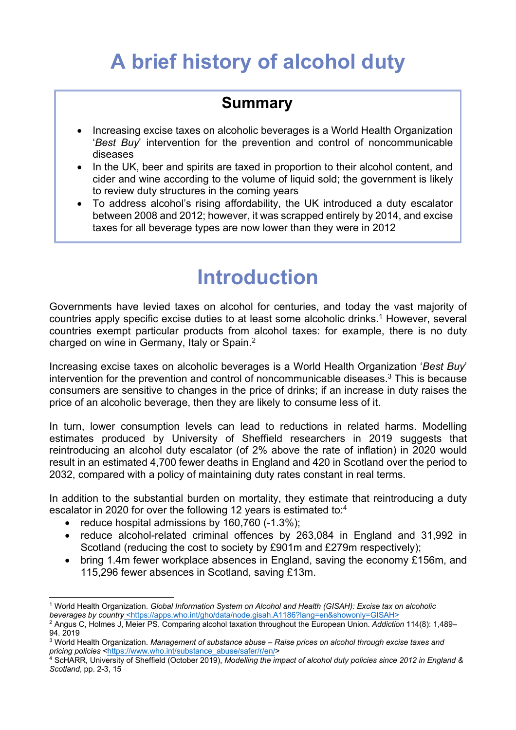# A brief history of alcohol duty

## Summary

- Increasing excise taxes on alcoholic beverages is a World Health Organization '*Best Buy*' intervention for the prevention and control of noncommunicable diseases
- In the UK, beer and spirits are taxed in proportion to their alcohol content, and cider and wine according to the volume of liquid sold; the government is likely to review duty structures in the coming years
- To address alcohol's rising affordability, the UK introduced a duty escalator between 2008 and 2012; however, it was scrapped entirely by 2014, and excise taxes for all beverage types are now lower than they were in 2012

# Introduction

Governments have levied taxes on alcohol for centuries, and today the vast majority of countries apply specific excise duties to at least some alcoholic drinks.[1] However, several countries exempt particular products from alcohol taxes: for example, there is no duty charged on wine in Germany, Italy or Spain.[2]

Increasing excise taxes on alcoholic beverages is a World Health Organization '*Best Buy*' intervention for the prevention and control of noncommunicable diseases.[3] This is because consumers are sensitive to changes in the price of drinks; if an increase in duty raises the price of an alcoholic beverage, then they are likely to consume less of it.

In turn, lower consumption levels can lead to reductions in related harms. Modelling estimates produced by University of Sheffield researchers in 2019 suggests that reintroducing an alcohol duty escalator (of 2% above the rate of inflation) in 2020 would result in an estimated 4,700 fewer deaths in England and 420 in Scotland over the period to 2032, compared with a policy of maintaining duty rates constant in real terms.

In addition to the substantial burden on mortality, they estimate that reintroducing a duty escalator in 2020 for over the following 12 years is estimated to:[4]

- reduce hospital admissions by 160,760 (-1.3%);
- reduce alcohol-related criminal offences by 263,084 in England and 31,992 in Scotland (reducing the cost to society by £901m and £279m respectively);
- bring 1.4m fewer workplace absences in England, saving the economy £156m, and 115,296 fewer absences in Scotland, saving £13m.

---

[1] World Health Organization. *Global Information System on Alcohol and Health (GISAH): Excise tax on alcoholic beverages by country* <https://apps.who.int/gho/data/node.gisah.A1186?lang=en&showonly=GISAH>

[2] Angus C, Holmes J, Meier PS. Comparing alcohol taxation throughout the European Union. *Addiction* 114(8): 1,489–94. 2019

[3] World Health Organization. *Management of substance abuse – Raise prices on alcohol through excise taxes and pricing policies* <https://www.who.int/substance_abuse/safer/r/en/>

[4] ScHARR, University of Sheffield (October 2019), *Modelling the impact of alcohol duty policies since 2012 in England & Scotland*, pp. 2-3, 15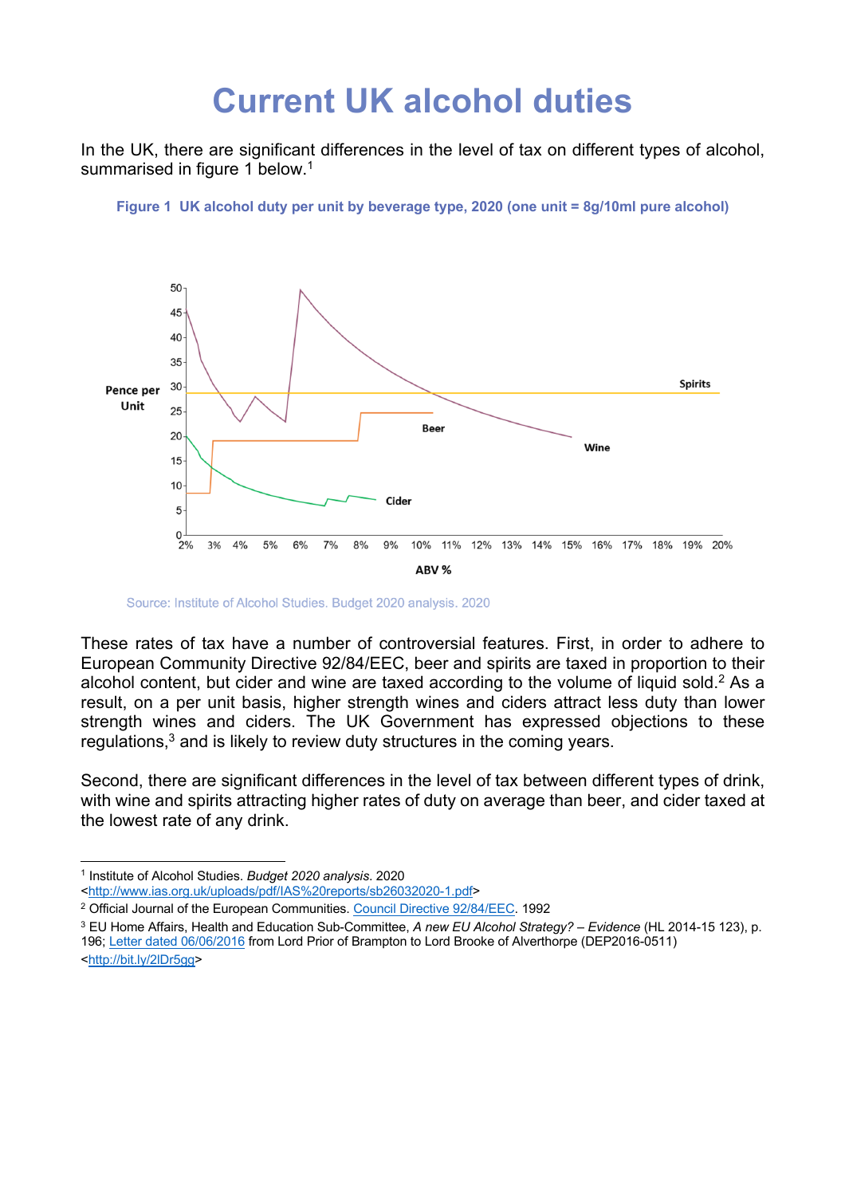# Current UK alcohol duties

In the UK, there are significant differences in the level of tax on different types of alcohol, summarised in figure 1 below.[1]

**Figure 1 UK alcohol duty per unit by beverage type, 2020 (one unit = 8g/10ml pure alcohol)**

Source: Institute of Alcohol Studies. Budget 2020 analysis. 2020

These rates of tax have a number of controversial features. First, in order to adhere to European Community Directive 92/84/EEC, beer and spirits are taxed in proportion to their alcohol content, but cider and wine are taxed according to the volume of liquid sold.[2] As a result, on a per unit basis, higher strength wines and ciders attract less duty than lower strength wines and ciders. The UK Government has expressed objections to these regulations,[3] and is likely to review duty structures in the coming years.

Second, there are significant differences in the level of tax between different types of drink, with wine and spirits attracting higher rates of duty on average than beer, and cider taxed at the lowest rate of any drink.

---

[1] Institute of Alcohol Studies. *Budget 2020 analysis*. 2020 <http://www.ias.org.uk/uploads/pdf/IAS%20reports/sb26032020-1.pdf>

[2] Official Journal of the European Communities. Council Directive 92/84/EEC. 1992

[3] EU Home Affairs, Health and Education Sub-Committee, *A new EU Alcohol Strategy? – Evidence* (HL 2014-15 123), p. 196; Letter dated 06/06/2016 from Lord Prior of Brampton to Lord Brooke of Alverthorpe (DEP2016-0511) <http://bit.ly/2lDr5gg>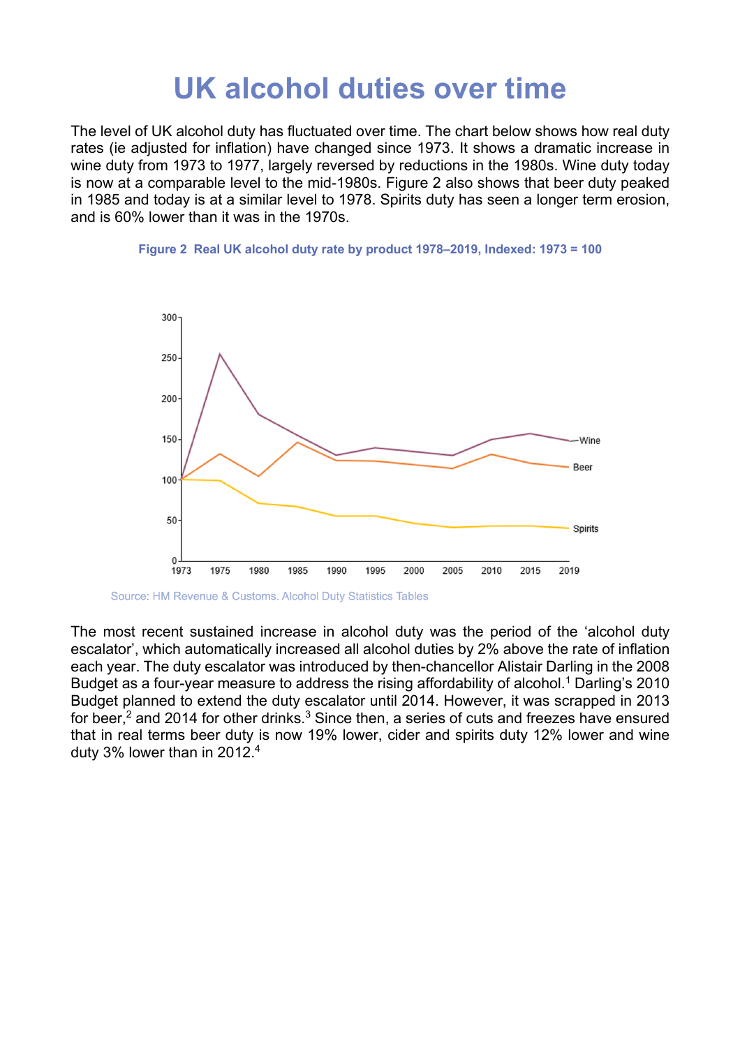# UK alcohol duties over time

The level of UK alcohol duty has fluctuated over time. The chart below shows how real duty rates (ie adjusted for inflation) have changed since 1973. It shows a dramatic increase in wine duty from 1973 to 1977, largely reversed by reductions in the 1980s. Wine duty today is now at a comparable level to the mid-1980s. Figure 2 also shows that beer duty peaked in 1985 and today is at a similar level to 1978. Spirits duty has seen a longer term erosion, and is 60% lower than it was in the 1970s.

**Figure 2 Real UK alcohol duty rate by product 1978–2019, Indexed: 1973 = 100**

Source: HM Revenue & Customs. Alcohol Duty Statistics Tables

The most recent sustained increase in alcohol duty was the period of the 'alcohol duty escalator', which automatically increased all alcohol duties by 2% above the rate of inflation each year. The duty escalator was introduced by then-chancellor Alistair Darling in the 2008 Budget as a four-year measure to address the rising affordability of alcohol.[1] Darling's 2010 Budget planned to extend the duty escalator until 2014. However, it was scrapped in 2013 for beer,[2] and 2014 for other drinks.[3] Since then, a series of cuts and freezes have ensured that in real terms beer duty is now 19% lower, cider and spirits duty 12% lower and wine duty 3% lower than in 2012.[4]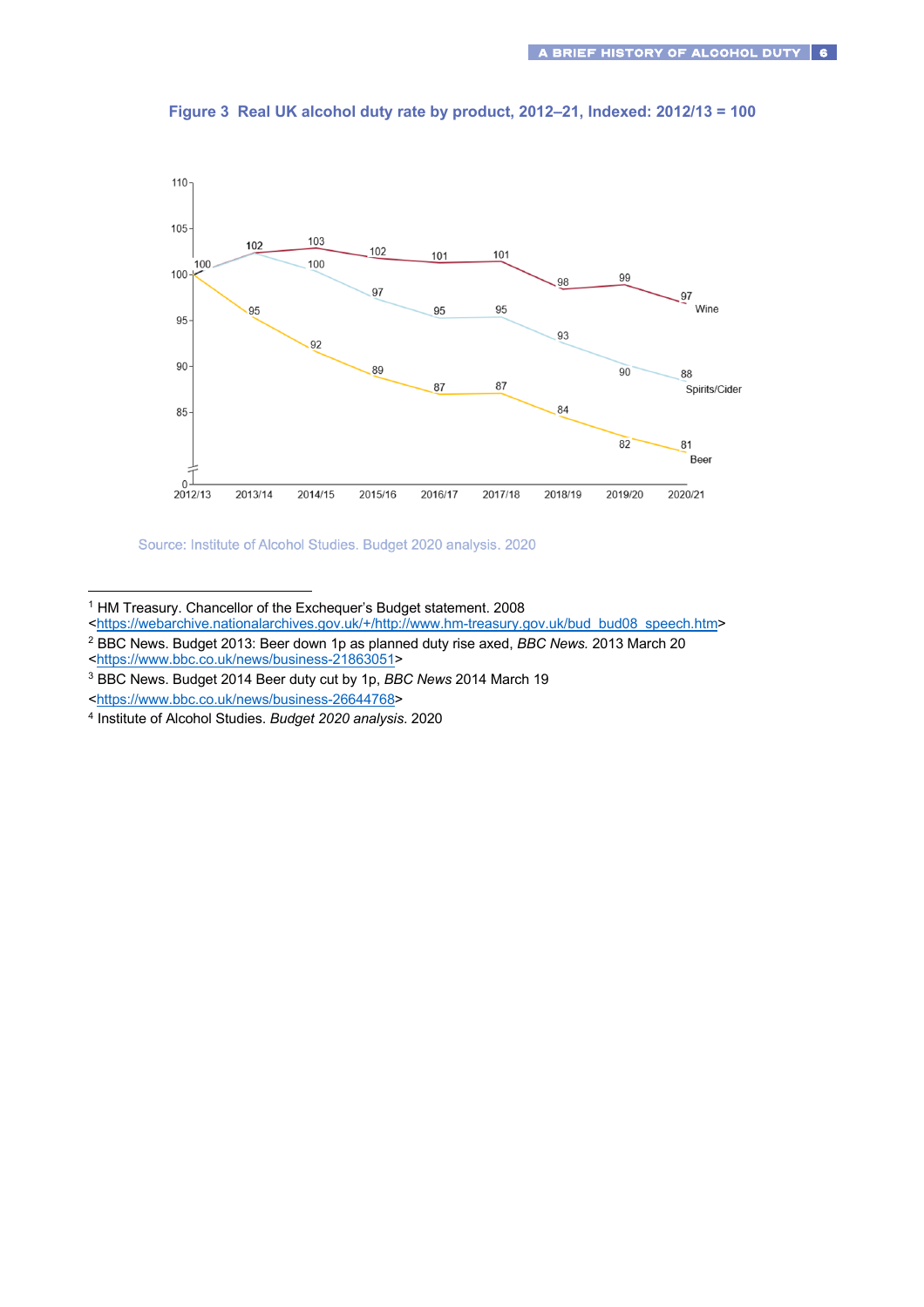**Figure 3 Real UK alcohol duty rate by product, 2012–21, Indexed: 2012/13 = 100**

110
105
100
95
90
85
0

2012/13 2013/14 2014/15 2015/16 2016/17 2017/18 2018/19 2019/20 2020/21

Wine: 100, 102, 103, 102, 101, 101, 98, 99, 97

Spirits/Cider: 100, 102, 100, 97, 95, 95, 93, 90, 88

Beer: 100, 95, 92, 89, 87, 87, 84, 82, 81

Source: Institute of Alcohol Studies. Budget 2020 analysis. 2020

---

[1] HM Treasury. Chancellor of the Exchequer's Budget statement. 2008 <https://webarchive.nationalarchives.gov.uk/+/http://www.hm-treasury.gov.uk/bud_bud08_speech.htm>

[2] BBC News. Budget 2013: Beer down 1p as planned duty rise axed, *BBC News.* 2013 March 20 <https://www.bbc.co.uk/news/business-21863051>

[3] BBC News. Budget 2014 Beer duty cut by 1p, *BBC News* 2014 March 19 <https://www.bbc.co.uk/news/business-26644768>

[4] Institute of Alcohol Studies. *Budget 2020 analysis*. 2020